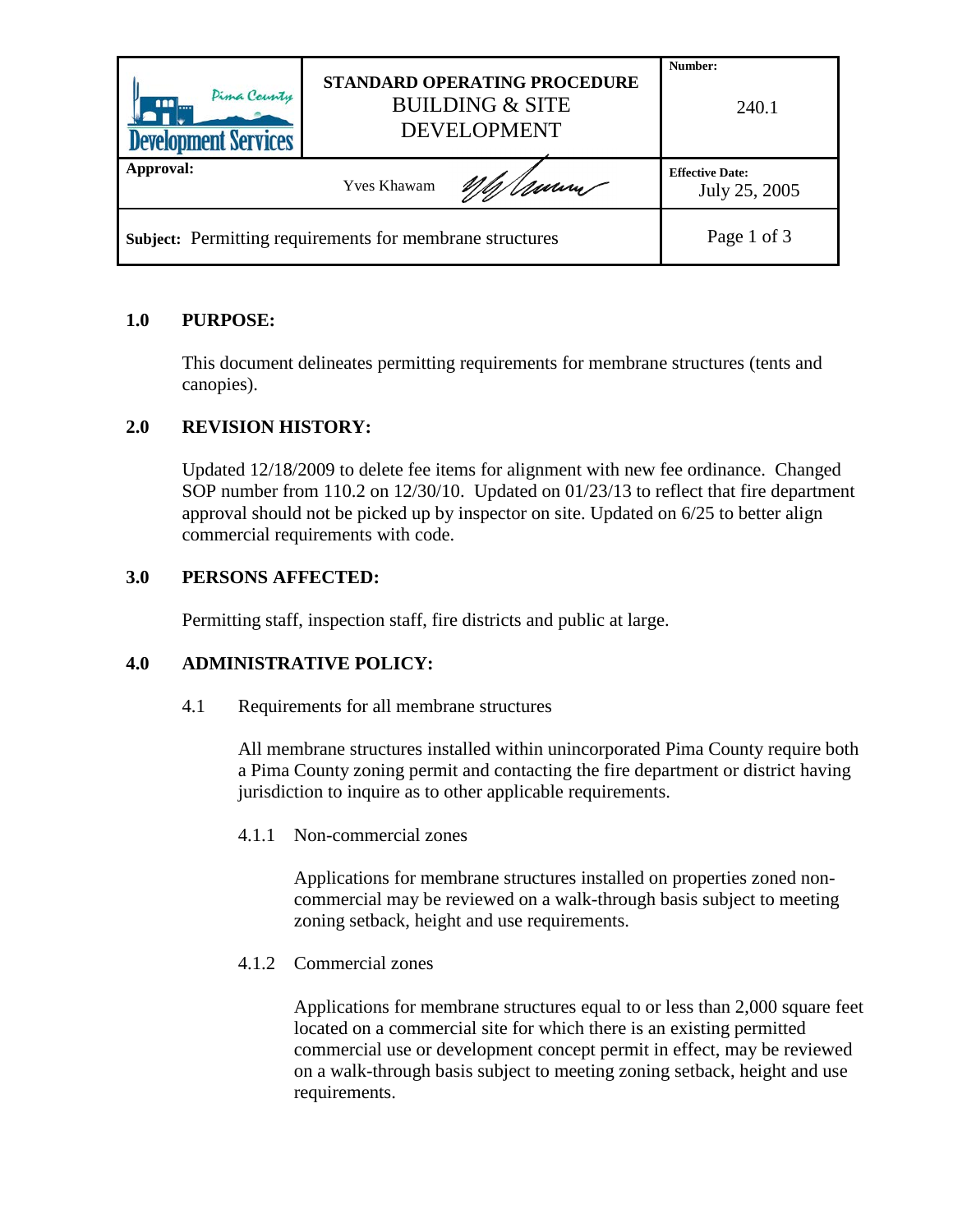| Pima County Development Services | **STANDARD OPERATING PROCEDURE** BUILDING & SITE DEVELOPMENT | **Number:** 240.1 |
| --- | --- | --- |
| **Approval:** | Yves Khawam | **Effective Date:** July 25, 2005 |
| **Subject:** Permitting requirements for membrane structures | | Page 1 of 3 |

## 1.0 PURPOSE:

This document delineates permitting requirements for membrane structures (tents and canopies).

## 2.0 REVISION HISTORY:

Updated 12/18/2009 to delete fee items for alignment with new fee ordinance. Changed SOP number from 110.2 on 12/30/10. Updated on 01/23/13 to reflect that fire department approval should not be picked up by inspector on site. Updated on 6/25 to better align commercial requirements with code.

## 3.0 PERSONS AFFECTED:

Permitting staff, inspection staff, fire districts and public at large.

## 4.0 ADMINISTRATIVE POLICY:

### 4.1 Requirements for all membrane structures

All membrane structures installed within unincorporated Pima County require both a Pima County zoning permit and contacting the fire department or district having jurisdiction to inquire as to other applicable requirements.

#### 4.1.1 Non-commercial zones

Applications for membrane structures installed on properties zoned non-commercial may be reviewed on a walk-through basis subject to meeting zoning setback, height and use requirements.

#### 4.1.2 Commercial zones

Applications for membrane structures equal to or less than 2,000 square feet located on a commercial site for which there is an existing permitted commercial use or development concept permit in effect, may be reviewed on a walk-through basis subject to meeting zoning setback, height and use requirements.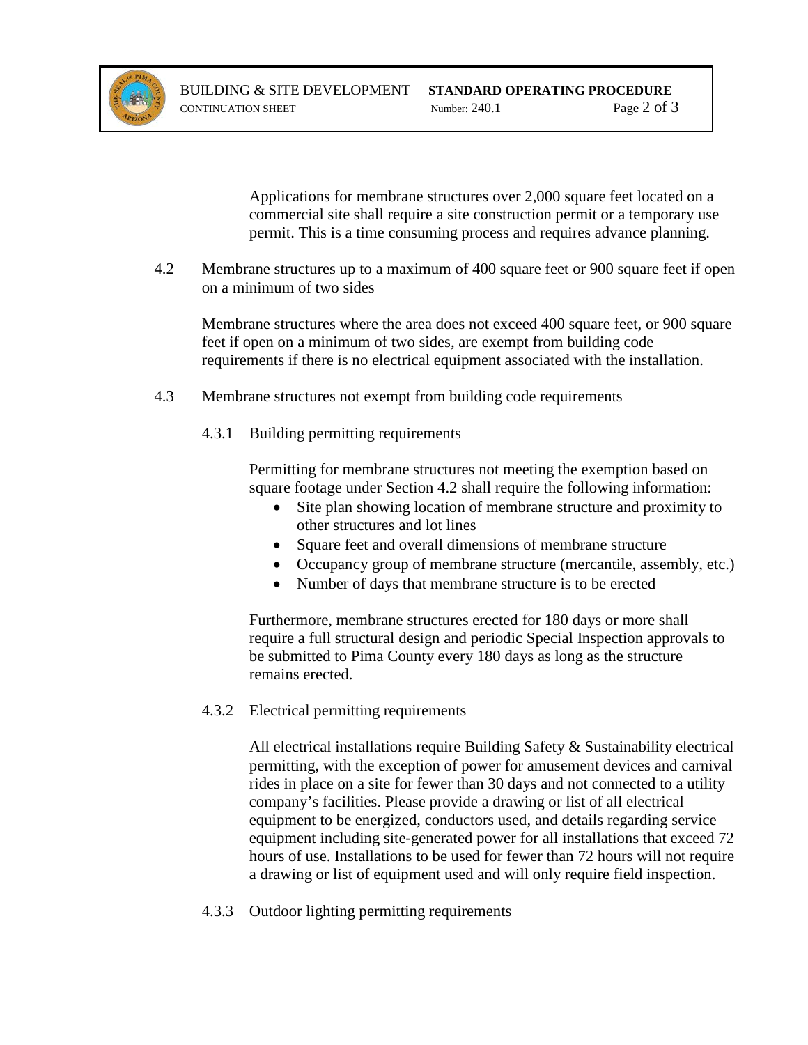Applications for membrane structures over 2,000 square feet located on a commercial site shall require a site construction permit or a temporary use permit. This is a time consuming process and requires advance planning.

4.2 Membrane structures up to a maximum of 400 square feet or 900 square feet if open on a minimum of two sides

Membrane structures where the area does not exceed 400 square feet, or 900 square feet if open on a minimum of two sides, are exempt from building code requirements if there is no electrical equipment associated with the installation.

4.3 Membrane structures not exempt from building code requirements

4.3.1 Building permitting requirements

Permitting for membrane structures not meeting the exemption based on square footage under Section 4.2 shall require the following information:

- Site plan showing location of membrane structure and proximity to other structures and lot lines
- Square feet and overall dimensions of membrane structure
- Occupancy group of membrane structure (mercantile, assembly, etc.)
- Number of days that membrane structure is to be erected

Furthermore, membrane structures erected for 180 days or more shall require a full structural design and periodic Special Inspection approvals to be submitted to Pima County every 180 days as long as the structure remains erected.

4.3.2 Electrical permitting requirements

All electrical installations require Building Safety & Sustainability electrical permitting, with the exception of power for amusement devices and carnival rides in place on a site for fewer than 30 days and not connected to a utility company's facilities. Please provide a drawing or list of all electrical equipment to be energized, conductors used, and details regarding service equipment including site-generated power for all installations that exceed 72 hours of use. Installations to be used for fewer than 72 hours will not require a drawing or list of equipment used and will only require field inspection.

4.3.3 Outdoor lighting permitting requirements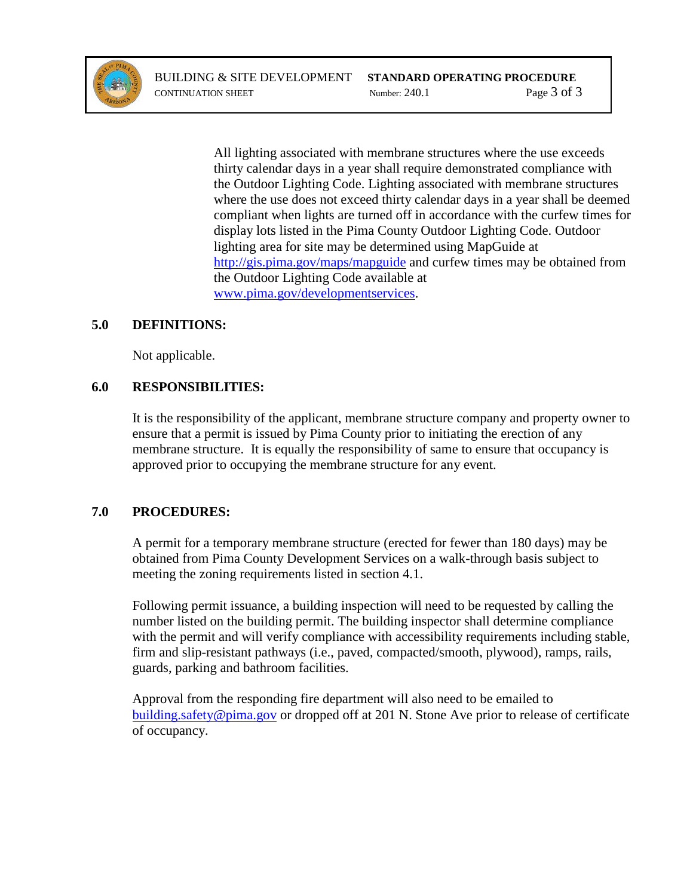All lighting associated with membrane structures where the use exceeds thirty calendar days in a year shall require demonstrated compliance with the Outdoor Lighting Code. Lighting associated with membrane structures where the use does not exceed thirty calendar days in a year shall be deemed compliant when lights are turned off in accordance with the curfew times for display lots listed in the Pima County Outdoor Lighting Code. Outdoor lighting area for site may be determined using MapGuide at http://gis.pima.gov/maps/mapguide and curfew times may be obtained from the Outdoor Lighting Code available at www.pima.gov/developmentservices.

## 5.0 DEFINITIONS:

Not applicable.

## 6.0 RESPONSIBILITIES:

It is the responsibility of the applicant, membrane structure company and property owner to ensure that a permit is issued by Pima County prior to initiating the erection of any membrane structure. It is equally the responsibility of same to ensure that occupancy is approved prior to occupying the membrane structure for any event.

## 7.0 PROCEDURES:

A permit for a temporary membrane structure (erected for fewer than 180 days) may be obtained from Pima County Development Services on a walk-through basis subject to meeting the zoning requirements listed in section 4.1.

Following permit issuance, a building inspection will need to be requested by calling the number listed on the building permit. The building inspector shall determine compliance with the permit and will verify compliance with accessibility requirements including stable, firm and slip-resistant pathways (i.e., paved, compacted/smooth, plywood), ramps, rails, guards, parking and bathroom facilities.

Approval from the responding fire department will also need to be emailed to building.safety@pima.gov or dropped off at 201 N. Stone Ave prior to release of certificate of occupancy.